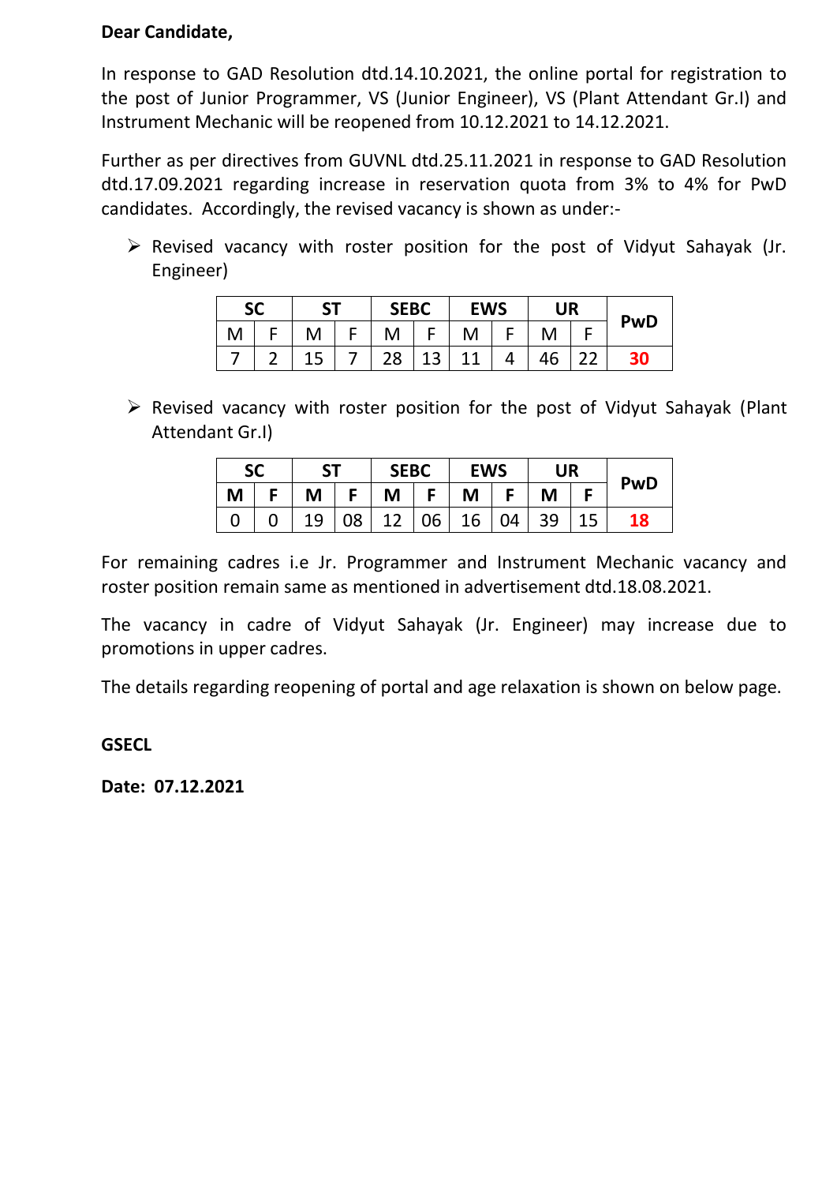**Dear Candidate,**

In response to GAD Resolution dtd.14.10.2021, the online portal for registration to the post of Junior Programmer, VS (Junior Engineer), VS (Plant Attendant Gr.I) and Instrument Mechanic will be reopened from 10.12.2021 to 14.12.2021.

Further as per directives from GUVNL dtd.25.11.2021 in response to GAD Resolution dtd.17.09.2021 regarding increase in reservation quota from 3% to 4% for PwD candidates. Accordingly, the revised vacancy is shown as under:-

- Revised vacancy with roster position for the post of Vidyut Sahayak (Jr. Engineer)

| SC | | ST | | SEBC | | EWS | | UR | | PwD |
|---|---|---|---|---|---|---|---|---|---|---|
| M | F | M | F | M | F | M | F | M | F | |
| 7 | 2 | 15 | 7 | 28 | 13 | 11 | 4 | 46 | 22 | **30** |

- Revised vacancy with roster position for the post of Vidyut Sahayak (Plant Attendant Gr.I)

| SC | | ST | | SEBC | | EWS | | UR | | PwD |
|---|---|---|---|---|---|---|---|---|---|---|
| **M** | **F** | **M** | **F** | **M** | **F** | **M** | **F** | **M** | **F** | |
| 0 | 0 | 19 | 08 | 12 | 06 | 16 | 04 | 39 | 15 | **18** |

For remaining cadres i.e Jr. Programmer and Instrument Mechanic vacancy and roster position remain same as mentioned in advertisement dtd.18.08.2021.

The vacancy in cadre of Vidyut Sahayak (Jr. Engineer) may increase due to promotions in upper cadres.

The details regarding reopening of portal and age relaxation is shown on below page.

**GSECL**

**Date: 07.12.2021**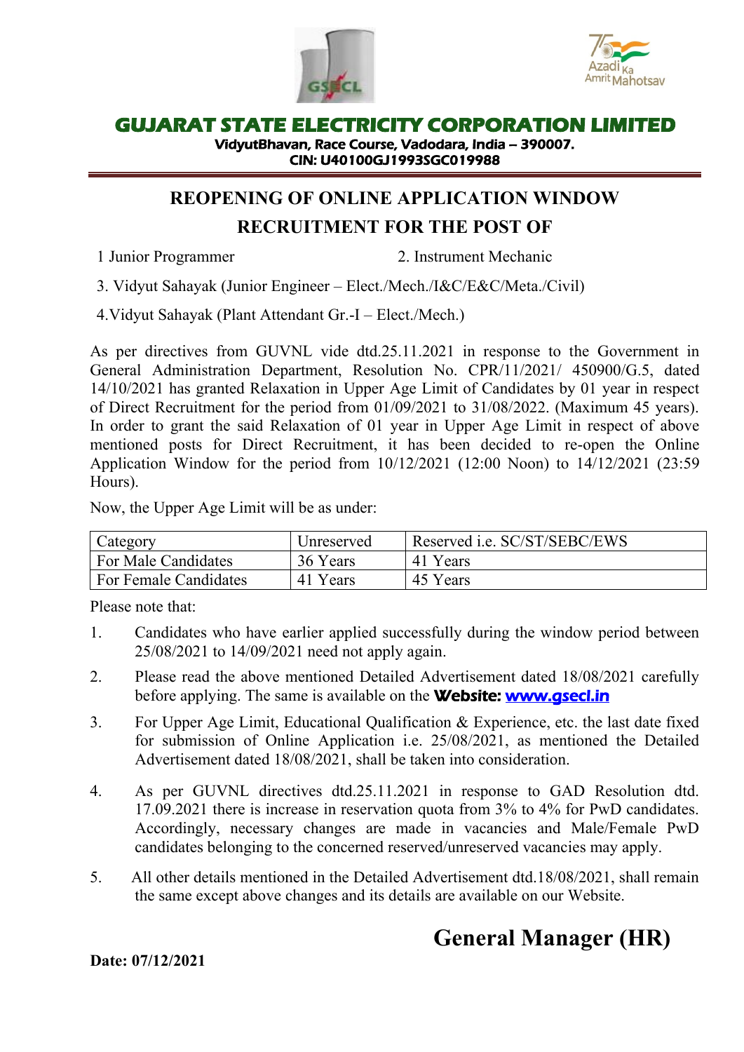# GUJARAT STATE ELECTRICITY CORPORATION LIMITED

**VidyutBhavan, Race Course, Vadodara, India – 390007.**
**CIN: U40100GJ1993SGC019988**

## REOPENING OF ONLINE APPLICATION WINDOW

## RECRUITMENT FOR THE POST OF

1 Junior Programmer 2. Instrument Mechanic

3. Vidyut Sahayak (Junior Engineer – Elect./Mech./I&C/E&C/Meta./Civil)

4. Vidyut Sahayak (Plant Attendant Gr.-I – Elect./Mech.)

As per directives from GUVNL vide dtd.25.11.2021 in response to the Government in General Administration Department, Resolution No. CPR/11/2021/ 450900/G.5, dated 14/10/2021 has granted Relaxation in Upper Age Limit of Candidates by 01 year in respect of Direct Recruitment for the period from 01/09/2021 to 31/08/2022. (Maximum 45 years). In order to grant the said Relaxation of 01 year in Upper Age Limit in respect of above mentioned posts for Direct Recruitment, it has been decided to re-open the Online Application Window for the period from 10/12/2021 (12:00 Noon) to 14/12/2021 (23:59 Hours).

Now, the Upper Age Limit will be as under:

| Category | Unreserved | Reserved i.e. SC/ST/SEBC/EWS |
|---|---|---|
| For Male Candidates | 36 Years | 41 Years |
| For Female Candidates | 41 Years | 45 Years |

Please note that:

1. Candidates who have earlier applied successfully during the window period between 25/08/2021 to 14/09/2021 need not apply again.
2. Please read the above mentioned Detailed Advertisement dated 18/08/2021 carefully before applying. The same is available on the **Website: www.gsecl.in**
3. For Upper Age Limit, Educational Qualification & Experience, etc. the last date fixed for submission of Online Application i.e. 25/08/2021, as mentioned the Detailed Advertisement dated 18/08/2021, shall be taken into consideration.
4. As per GUVNL directives dtd.25.11.2021 in response to GAD Resolution dtd. 17.09.2021 there is increase in reservation quota from 3% to 4% for PwD candidates. Accordingly, necessary changes are made in vacancies and Male/Female PwD candidates belonging to the concerned reserved/unreserved vacancies may apply.
5. All other details mentioned in the Detailed Advertisement dtd.18/08/2021, shall remain the same except above changes and its details are available on our Website.

**General Manager (HR)**

**Date: 07/12/2021**